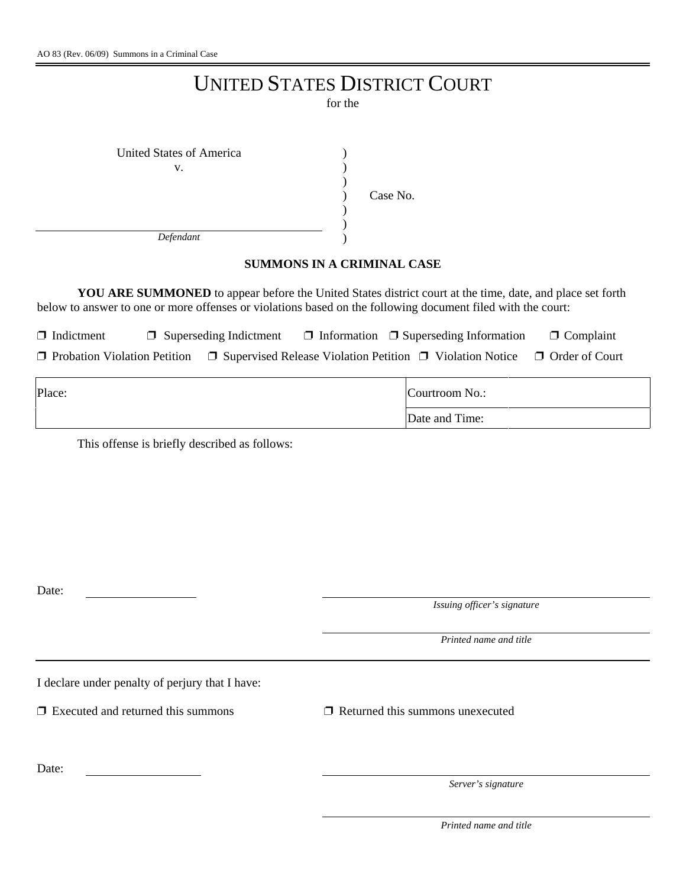AO 83 (Rev. 06/09) Summons in a Criminal Case

# UNITED STATES DISTRICT COURT

for the

United States of America
v.

Case No.

_______________________________
*Defendant*

## SUMMONS IN A CRIMINAL CASE

**YOU ARE SUMMONED** to appear before the United States district court at the time, date, and place set forth below to answer to one or more offenses or violations based on the following document filed with the court:

❒ Indictment ❒ Superseding Indictment ❒ Information ❒ Superseding Information ❒ Complaint

❒ Probation Violation Petition ❒ Supervised Release Violation Petition ❒ Violation Notice ❒ Order of Court

| Place: | Courtroom No.: | |
|---|---|---|
| | Date and Time: | |

This offense is briefly described as follows:

Date: _______________

_______________________________
*Issuing officer's signature*

_______________________________
*Printed name and title*

---

I declare under penalty of perjury that I have:

❒ Executed and returned this summons ❒ Returned this summons unexecuted

Date: _______________

_______________________________
*Server's signature*

_______________________________
*Printed name and title*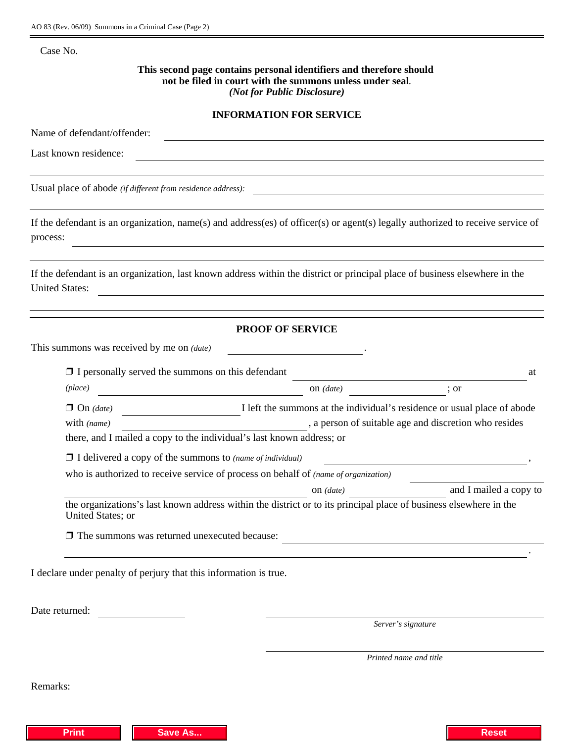Case No.

**This second page contains personal identifiers and therefore should not be filed in court with the summons unless under seal.**
***(Not for Public Disclosure)***

## INFORMATION FOR SERVICE

Name of defendant/offender: ______________________________

Last known residence: ______________________________

______________________________

Usual place of abode *(if different from residence address):* ______________________________

______________________________

If the defendant is an organization, name(s) and address(es) of officer(s) or agent(s) legally authorized to receive service of process: ______________________________

______________________________

If the defendant is an organization, last known address within the district or principal place of business elsewhere in the United States: ______________________________

______________________________

## PROOF OF SERVICE

This summons was received by me on *(date)* ______________ .

❒ I personally served the summons on this defendant ______________________________ at *(place)* ______________________________ on *(date)* ______________ ; or

❒ On *(date)* ______________ I left the summons at the individual's residence or usual place of abode with *(name)* ______________________________ , a person of suitable age and discretion who resides there, and I mailed a copy to the individual's last known address; or

❒ I delivered a copy of the summons to *(name of individual)* ______________________________ , who is authorized to receive service of process on behalf of *(name of organization)* ______________________________ on *(date)* ______________ and I mailed a copy to the organizations's last known address within the district or to its principal place of business elsewhere in the United States; or

❒ The summons was returned unexecuted because: ______________________________

______________________________ .

I declare under penalty of perjury that this information is true.

Date returned: ______________

______________________________
*Server's signature*

______________________________
*Printed name and title*

Remarks: